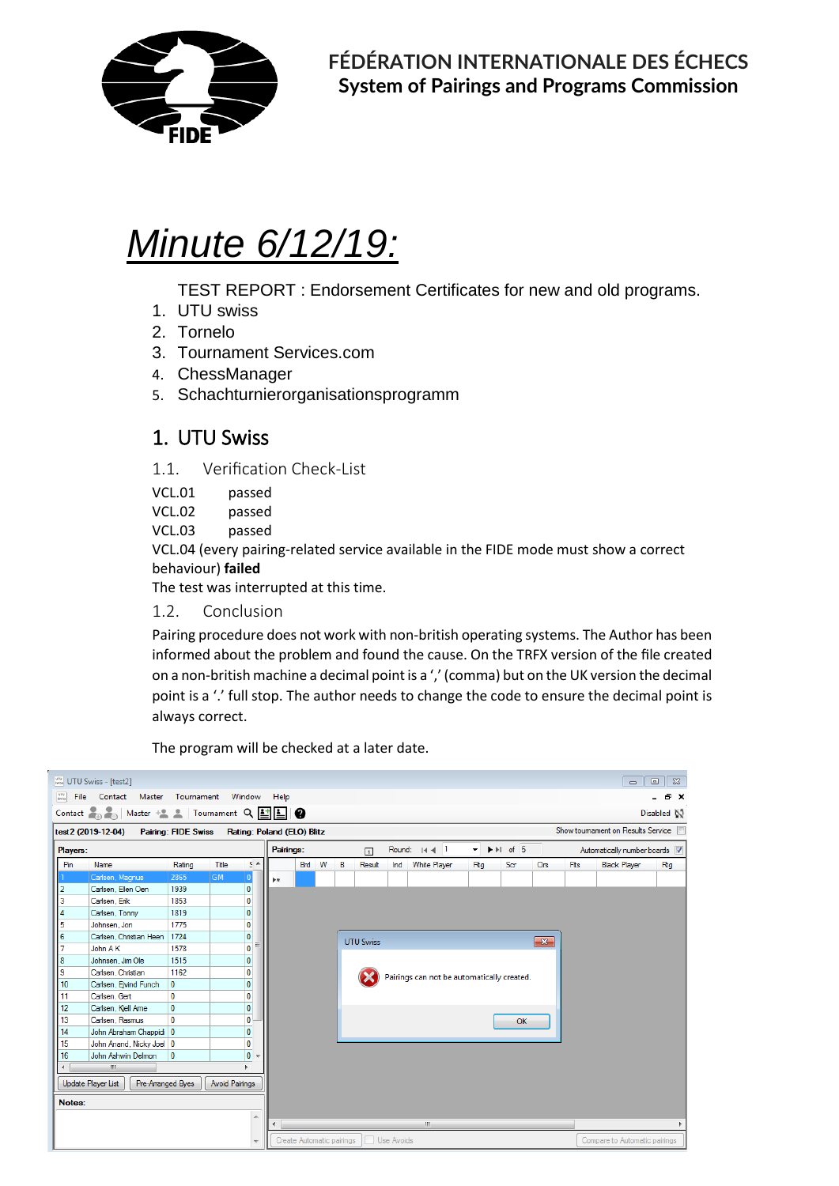FÉDÉRATION INTERNATIONALE DES ÉCHECS

System of Pairings and Programs Commission

# Minute 6/12/19:

TEST REPORT : Endorsement Certificates for new and old programs.

1. UTU swiss
2. Tornelo
3. Tournament Services.com
4. ChessManager
5. Schachturnierorganisationsprogramm

## 1. UTU Swiss

### 1.1. Verification Check-List

VCL.01 passed

VCL.02 passed

VCL.03 passed

VCL.04 (every pairing-related service available in the FIDE mode must show a correct behaviour) **failed**

The test was interrupted at this time.

### 1.2. Conclusion

Pairing procedure does not work with non-british operating systems. The Author has been informed about the problem and found the cause. On the TRFX version of the file created on a non-british machine a decimal point is a ',' (comma) but on the UK version the decimal point is a '.' full stop. The author needs to change the code to ensure the decimal point is always correct.

The program will be checked at a later date.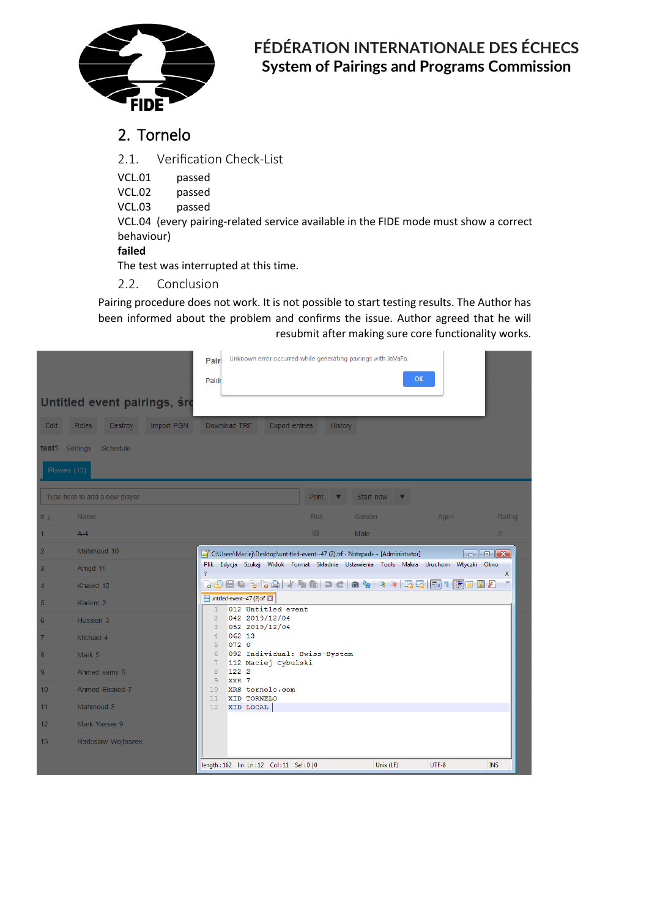FÉDÉRATION INTERNATIONALE DES ÉCHECS
System of Pairings and Programs Commission

# 2. Tornelo

## 2.1. Verification Check-List

VCL.01 passed

VCL.02 passed

VCL.03 passed

VCL.04 (every pairing-related service available in the FIDE mode must show a correct behaviour)

**failed**

The test was interrupted at this time.

## 2.2. Conclusion

Pairing procedure does not work. It is not possible to start testing results. The Author has been informed about the problem and confirms the issue. Author agreed that he will resubmit after making sure core functionality works.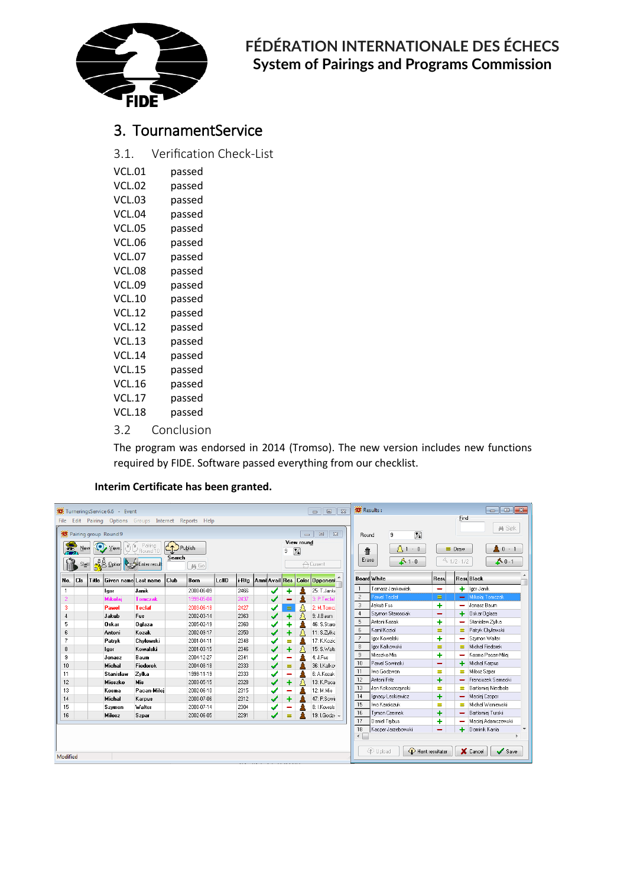# FÉDÉRATION INTERNATIONALE DES ÉCHECS
## System of Pairings and Programs Commission

## 3. TournamentService

### 3.1. Verification Check-List

| | |
|---|---|
| VCL.01 | passed |
| VCL.02 | passed |
| VCL.03 | passed |
| VCL.04 | passed |
| VCL.05 | passed |
| VCL.06 | passed |
| VCL.07 | passed |
| VCL.08 | passed |
| VCL.09 | passed |
| VCL.10 | passed |
| VCL.12 | passed |
| VCL.12 | passed |
| VCL.13 | passed |
| VCL.14 | passed |
| VCL.15 | passed |
| VCL.16 | passed |
| VCL.17 | passed |
| VCL.18 | passed |

### 3.2 Conclusion

The program was endorsed in 2014 (Tromso). The new version includes new functions required by FIDE. Software passed everything from our checklist.

**Interim Certificate has been granted.**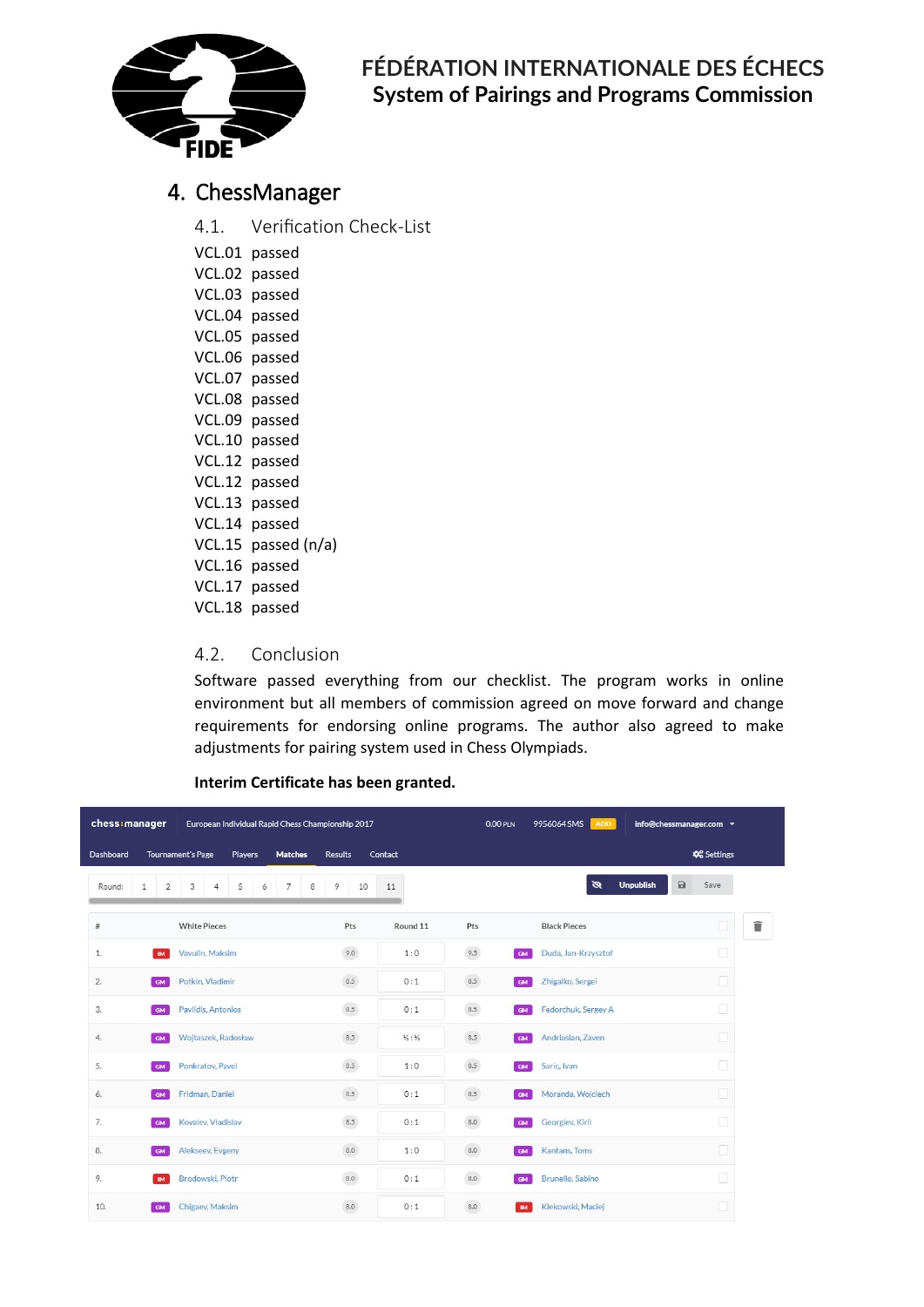# 4. ChessManager

## 4.1. Verification Check-List

VCL.01 passed
VCL.02 passed
VCL.03 passed
VCL.04 passed
VCL.05 passed
VCL.06 passed
VCL.07 passed
VCL.08 passed
VCL.09 passed
VCL.10 passed
VCL.12 passed
VCL.12 passed
VCL.13 passed
VCL.14 passed
VCL.15 passed (n/a)
VCL.16 passed
VCL.17 passed
VCL.18 passed

## 4.2. Conclusion

Software passed everything from our checklist. The program works in online environment but all members of commission agreed on move forward and change requirements for endorsing online programs. The author also agreed to make adjustments for pairing system used in Chess Olympiads.

**Interim Certificate has been granted.**

chess manager | European Individual Rapid Chess Championship 2017 | 0.00 PLN | 9956064 SMS | ADD | info@chessmanager.com

Dashboard | Tournament's Page | Players | Matches | Results | Contact | Settings

Round: 1 2 3 4 5 6 7 8 9 10 11 | Unpublish | Save

| # | | White Pieces | Pts | Round 11 | Pts | | Black Pieces |
|---|---|---|---|---|---|---|---|
| 1. | IM | Vavulin, Maksim | 9.0 | 1 : 0 | 9.5 | GM | Duda, Jan-Krzysztof |
| 2. | GM | Potkin, Vladimir | 8.5 | 0 : 1 | 8.5 | GM | Zhigalko, Sergei |
| 3. | GM | Pavlidis, Antonios | 8.5 | 0 : 1 | 8.5 | GM | Fedorchuk, Sergey A |
| 4. | GM | Wojtaszek, Radosław | 8.5 | ½ : ½ | 8.5 | GM | Andriasian, Zaven |
| 5. | GM | Ponkratov, Pavel | 8.5 | 1 : 0 | 8.5 | GM | Saric, Ivan |
| 6. | GM | Fridman, Daniel | 8.5 | 0 : 1 | 8.5 | GM | Moranda, Wojciech |
| 7. | GM | Kovalev, Vladislav | 8.5 | 0 : 1 | 8.0 | GM | Georgiev, Kiril |
| 8. | GM | Alekseev, Evgeny | 8.0 | 1 : 0 | 8.0 | GM | Kantans, Toms |
| 9. | IM | Brodowski, Piotr | 8.0 | 0 : 1 | 8.0 | GM | Brunello, Sabino |
| 10. | GM | Chigaev, Maksim | 8.0 | 0 : 1 | 8.0 | IM | Klekowski, Maciej |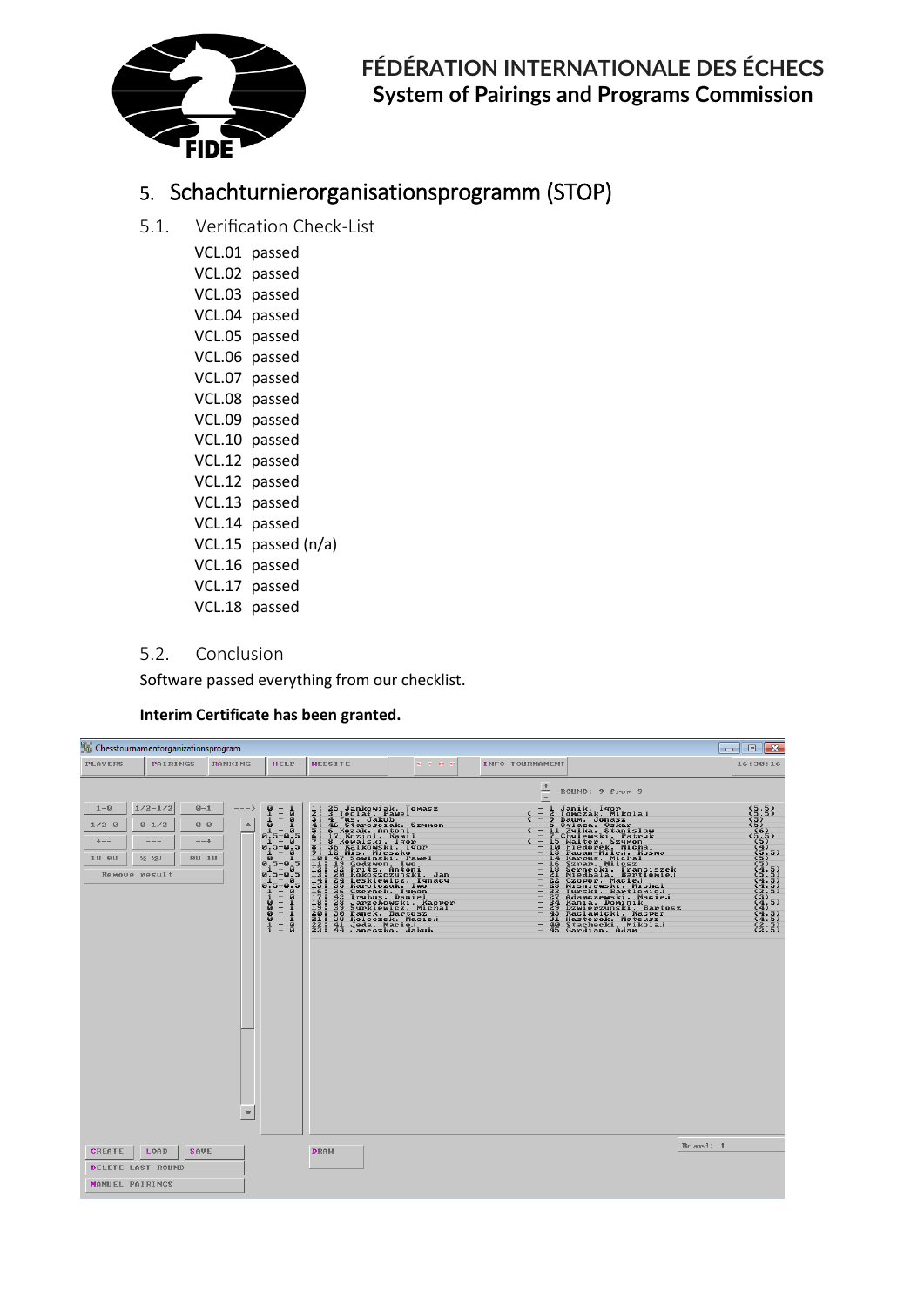# FÉDÉRATION INTERNATIONALE DES ÉCHECS
## System of Pairings and Programs Commission

## 5. Schachturnierorganisationsprogramm (STOP)

### 5.1. Verification Check-List

VCL.01 passed
VCL.02 passed
VCL.03 passed
VCL.04 passed
VCL.05 passed
VCL.06 passed
VCL.07 passed
VCL.08 passed
VCL.09 passed
VCL.10 passed
VCL.12 passed
VCL.12 passed
VCL.13 passed
VCL.14 passed
VCL.15 passed (n/a)
VCL.16 passed
VCL.17 passed
VCL.18 passed

### 5.2. Conclusion

Software passed everything from our checklist.

**Interim Certificate has been granted.**